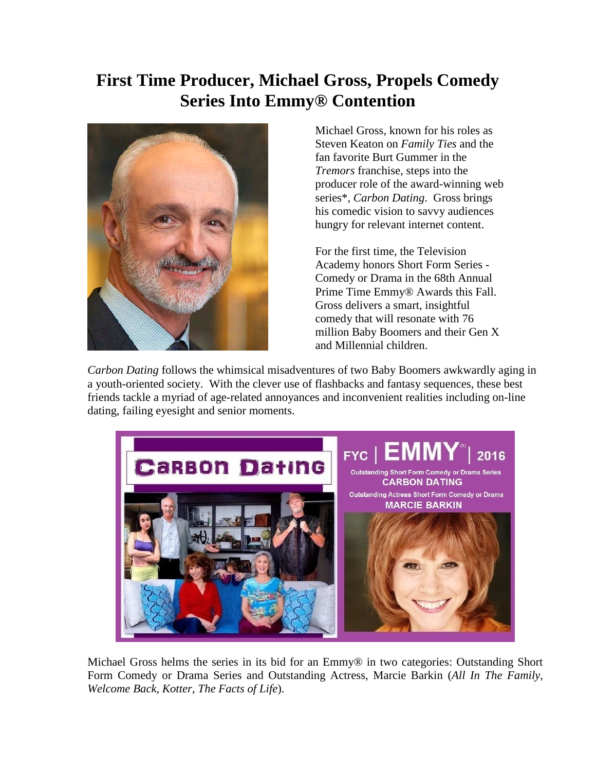# First Time Producer, Michael Gross, Propels Comedy Series Into Emmy® Contention

Michael Gross, known for his roles as Steven Keaton on *Family Ties* and the fan favorite Burt Gummer in the *Tremors* franchise, steps into the producer role of the award-winning web series*, *Carbon Dating*. Gross brings his comedic vision to savvy audiences hungry for relevant internet content.

For the first time, the Television Academy honors Short Form Series - Comedy or Drama in the 68th Annual Prime Time Emmy® Awards this Fall. Gross delivers a smart, insightful comedy that will resonate with 76 million Baby Boomers and their Gen X and Millennial children.

*Carbon Dating* follows the whimsical misadventures of two Baby Boomers awkwardly aging in a youth-oriented society. With the clever use of flashbacks and fantasy sequences, these best friends tackle a myriad of age-related annoyances and inconvenient realities including on-line dating, failing eyesight and senior moments.

Carbon Dating

FYC | EMMY® | 2016

Outstanding Short Form Comedy or Drama Series
CARBON DATING

Outstanding Actress Short Form Comedy or Drama
MARCIE BARKIN

Michael Gross helms the series in its bid for an Emmy® in two categories: Outstanding Short Form Comedy or Drama Series and Outstanding Actress, Marcie Barkin (*All In The Family*, *Welcome Back, Kotter*, *The Facts of Life*).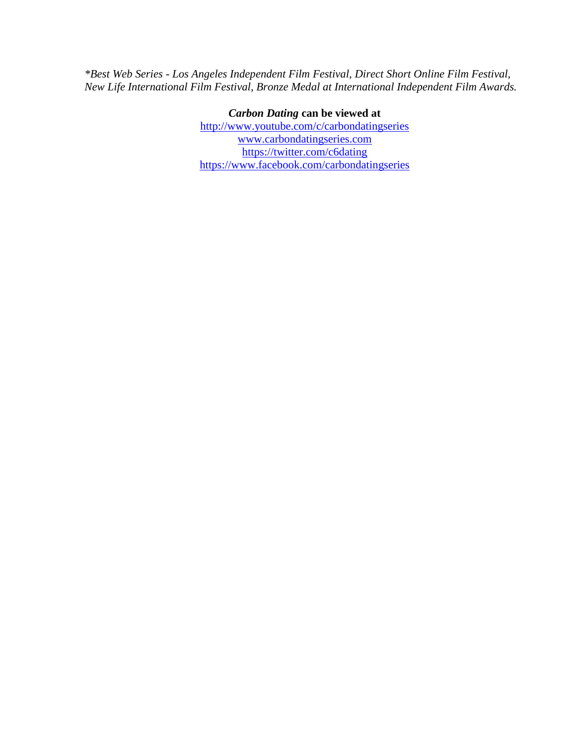*\*Best Web Series - Los Angeles Independent Film Festival, Direct Short Online Film Festival, New Life International Film Festival, Bronze Medal at International Independent Film Awards.*

***Carbon Dating* can be viewed at**

http://www.youtube.com/c/carbondatingseries
www.carbondatingseries.com
https://twitter.com/c6dating
https://www.facebook.com/carbondatingseries